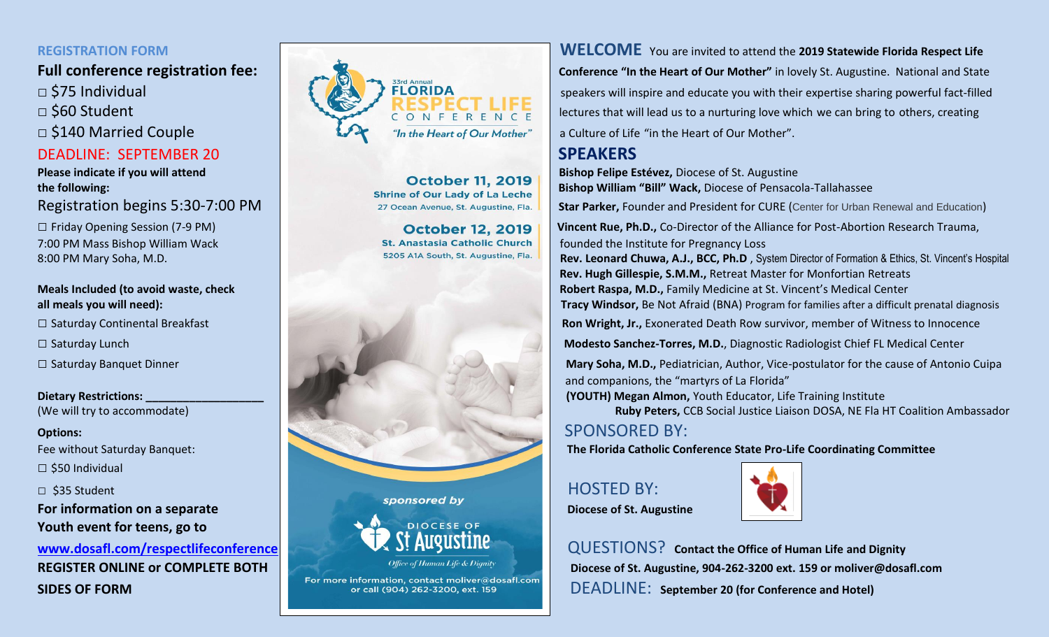## REGISTRATION FORM

**Full conference registration fee:**

□ $75 Individual

□ $60 Student

□ $140 Married Couple

DEADLINE: SEPTEMBER 20

**Please indicate if you will attend the following:**

Registration begins 5:30-7:00 PM

☐ Friday Opening Session (7-9 PM)

7:00 PM Mass Bishop William Wack

8:00 PM Mary Soha, M.D.

**Meals Included (to avoid waste, check all meals you will need):**

☐ Saturday Continental Breakfast

☐ Saturday Lunch

☐ Saturday Banquet Dinner

**Dietary Restrictions:** ___________________

(We will try to accommodate)

**Options:**

Fee without Saturday Banquet:

☐ $50 Individual

☐ $35 Student

**For information on a separate Youth event for teens, go to**

**www.dosafl.com/respectlifeconference**

**REGISTER ONLINE or COMPLETE BOTH SIDES OF FORM**

33rd Annual

# FLORIDA RESPECT LIFE CONFERENCE

*"In the Heart of Our Mother"*

**October 11, 2019**

**Shrine of Our Lady of La Leche**

27 Ocean Avenue, St. Augustine, Fla.

**October 12, 2019**

**St. Anastasia Catholic Church**

5205 A1A South, St. Augustine, Fla.

*sponsored by*

DIOCESE OF St Augustine

*Office of Human Life & Dignity*

For more information, contact moliver@dosafl.com or call (904) 262-3200, ext. 159

## WELCOME

You are invited to attend the **2019 Statewide Florida Respect Life Conference "In the Heart of Our Mother"** in lovely St. Augustine. National and State speakers will inspire and educate you with their expertise sharing powerful fact-filled lectures that will lead us to a nurturing love which we can bring to others, creating a Culture of Life "in the Heart of Our Mother".

## SPEAKERS

**Bishop Felipe Estévez,** Diocese of St. Augustine

**Bishop William "Bill" Wack,** Diocese of Pensacola-Tallahassee

**Star Parker,** Founder and President for CURE (Center for Urban Renewal and Education)

**Vincent Rue, Ph.D.,** Co-Director of the Alliance for Post-Abortion Research Trauma, founded the Institute for Pregnancy Loss

**Rev. Leonard Chuwa, A.J., BCC, Ph.D** , System Director of Formation & Ethics, St. Vincent's Hospital

**Rev. Hugh Gillespie, S.M.M.,** Retreat Master for Monfortian Retreats

**Robert Raspa, M.D.,** Family Medicine at St. Vincent's Medical Center

**Tracy Windsor,** Be Not Afraid (BNA) Program for families after a difficult prenatal diagnosis

**Ron Wright, Jr.,** Exonerated Death Row survivor, member of Witness to Innocence

**Modesto Sanchez-Torres, M.D.**, Diagnostic Radiologist Chief FL Medical Center

**Mary Soha, M.D.,** Pediatrician, Author, Vice-postulator for the cause of Antonio Cuipa and companions, the "martyrs of La Florida"

**(YOUTH) Megan Almon,** Youth Educator, Life Training Institute

**Ruby Peters,** CCB Social Justice Liaison DOSA, NE Fla HT Coalition Ambassador

## SPONSORED BY:

**The Florida Catholic Conference State Pro-Life Coordinating Committee**

## HOSTED BY:

**Diocese of St. Augustine**

## QUESTIONS?

**Contact the Office of Human Life and Dignity**

**Diocese of St. Augustine, 904-262-3200 ext. 159 or moliver@dosafl.com**

## DEADLINE:

**September 20 (for Conference and Hotel)**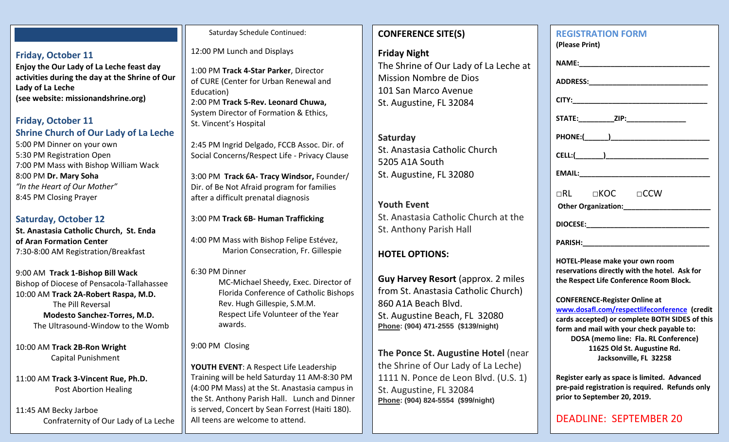## Friday, October 11

**Enjoy the Our Lady of La Leche feast day activities during the day at the Shrine of Our Lady of La Leche**
**(see website: missionandshrine.org)**

## Friday, October 11
## Shrine Church of Our Lady of La Leche

5:00 PM Dinner on your own
5:30 PM Registration Open
7:00 PM Mass with Bishop William Wack
8:00 PM **Dr. Mary Soha**
*"In the Heart of Our Mother"*
8:45 PM Closing Prayer

## Saturday, October 12

**St. Anastasia Catholic Church, St. Enda of Aran Formation Center**
7:30-8:00 AM Registration/Breakfast

9:00 AM **Track 1-Bishop Bill Wack**
Bishop of Diocese of Pensacola-Tallahassee
10:00 AM **Track 2A-Robert Raspa, M.D.**
The Pill Reversal
**Modesto Sanchez-Torres, M.D.**
The Ultrasound-Window to the Womb

10:00 AM **Track 2B-Ron Wright**
Capital Punishment

11:00 AM **Track 3-Vincent Rue, Ph.D.**
Post Abortion Healing

11:45 AM Becky Jarboe
Confraternity of Our Lady of La Leche

Saturday Schedule Continued:

12:00 PM Lunch and Displays

1:00 PM **Track 4-Star Parker**, Director of CURE (Center for Urban Renewal and Education)
2:00 PM **Track 5-Rev. Leonard Chuwa,** System Director of Formation & Ethics, St. Vincent's Hospital

2:45 PM Ingrid Delgado, FCCB Assoc. Dir. of Social Concerns/Respect Life - Privacy Clause

3:00 PM **Track 6A- Tracy Windsor,** Founder/ Dir. of Be Not Afraid program for families after a difficult prenatal diagnosis

3:00 PM **Track 6B- Human Trafficking**

4:00 PM Mass with Bishop Felipe Estévez,
Marion Consecration, Fr. Gillespie

6:30 PM Dinner
MC-Michael Sheedy, Exec. Director of Florida Conference of Catholic Bishops
Rev. Hugh Gillespie, S.M.M.
Respect Life Volunteer of the Year awards.

9:00 PM Closing

**YOUTH EVENT**: A Respect Life Leadership Training will be held Saturday 11 AM-8:30 PM (4:00 PM Mass) at the St. Anastasia campus in the St. Anthony Parish Hall. Lunch and Dinner is served, Concert by Sean Forrest (Haiti 180). All teens are welcome to attend.

## CONFERENCE SITE(S)

**Friday Night**
The Shrine of Our Lady of La Leche at Mission Nombre de Dios
101 San Marco Avenue
St. Augustine, FL 32084

**Saturday**
St. Anastasia Catholic Church
5205 A1A South
St. Augustine, FL 32080

**Youth Event**
St. Anastasia Catholic Church at the St. Anthony Parish Hall

## HOTEL OPTIONS:

**Guy Harvey Resort** (approx. 2 miles from St. Anastasia Catholic Church)
860 A1A Beach Blvd.
St. Augustine Beach, FL 32080
**Phone: (904) 471-2555 ($139/night)**

**The Ponce St. Augustine Hotel** (near the Shrine of Our Lady of La Leche)
1111 N. Ponce de Leon Blvd. (U.S. 1)
St. Augustine, FL 32084
**Phone: (904) 824-5554 ($99/night)**

## REGISTRATION FORM

**(Please Print)**

**NAME:**________________________________

**ADDRESS:**_____________________________

**CITY:**__________________________________

**STATE:**_________**ZIP:**_______________

**PHONE:(**______**)**________________________

**CELL:(**_______**)**_________________________

**EMAIL:**________________________________

□RL □KOC □CCW

**Other Organization:**_____________________

**DIOCESE:**______________________________

**PARISH:**_______________________________

**HOTEL-Please make your own room reservations directly with the hotel. Ask for the Respect Life Conference Room Block.**

**CONFERENCE-Register Online at www.dosafl.com/respectlifeconference (credit cards accepted) or complete BOTH SIDES of this form and mail with your check payable to:**
**DOSA (memo line: Fla. RL Conference)**
**11625 Old St. Augustine Rd.**
**Jacksonville, FL 32258**

**Register early as space is limited. Advanced pre-paid registration is required. Refunds only prior to September 20, 2019.**

DEADLINE: SEPTEMBER 20